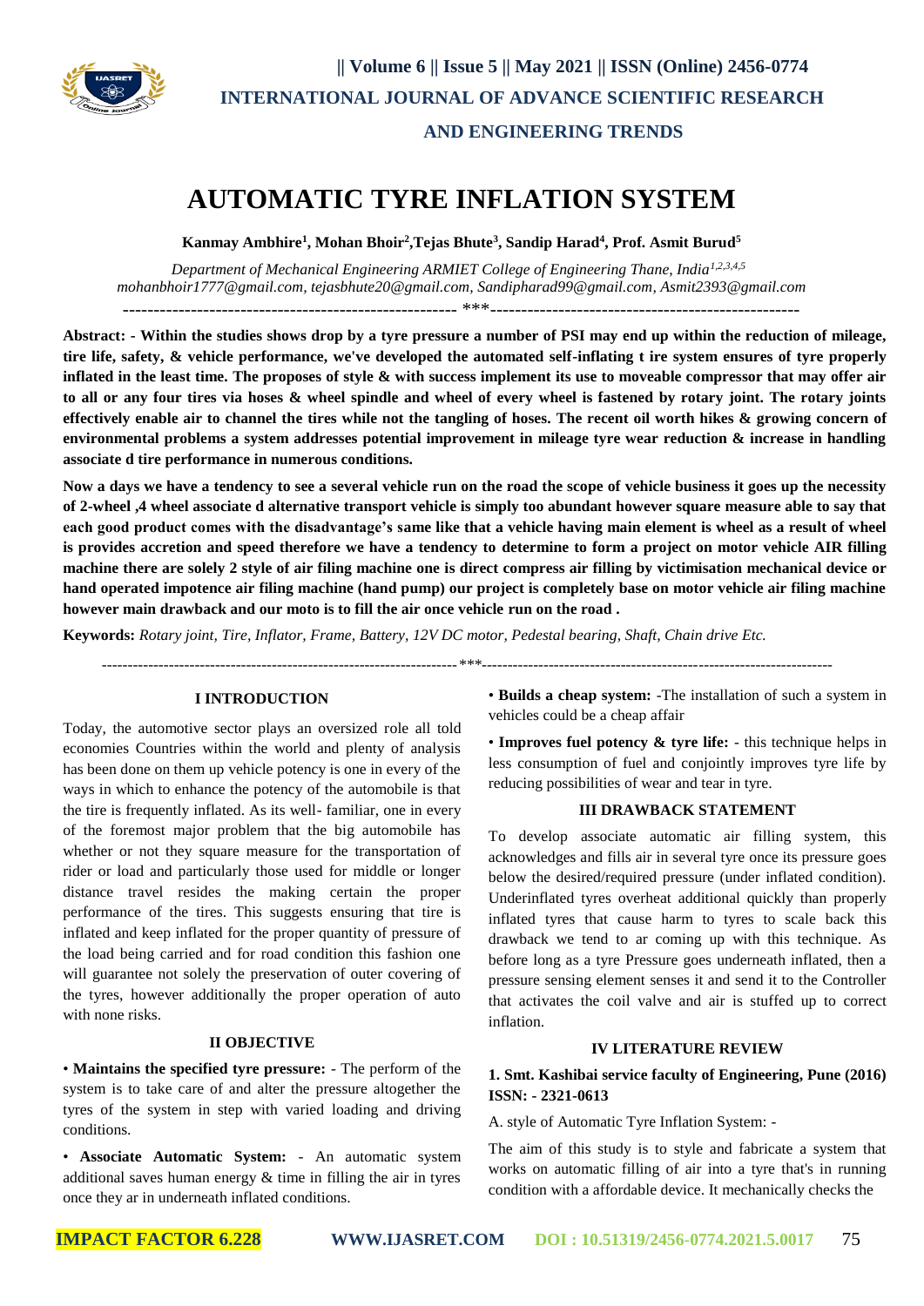# AUTOMATIC TYRE INFLATION SYSTEM

**Kanmay Ambhire[1], Mohan Bhoir[2],Tejas Bhute[3], Sandip Harad[4], Prof. Asmit Burud[5]**

*Department of Mechanical Engineering ARMIET College of Engineering Thane, India[1,2,3,4,5]*
*mohanbhoir1777@gmail.com, tejasbhute20@gmail.com, Sandipharad99@gmail.com, Asmit2393@gmail.com*

---

**Abstract: - Within the studies shows drop by a tyre pressure a number of PSI may end up within the reduction of mileage, tire life, safety, & vehicle performance, we've developed the automated self-inflating t ire system ensures of tyre properly inflated in the least time. The proposes of style & with success implement its use to moveable compressor that may offer air to all or any four tires via hoses & wheel spindle and wheel of every wheel is fastened by rotary joint. The rotary joints effectively enable air to channel the tires while not the tangling of hoses. The recent oil worth hikes & growing concern of environmental problems a system addresses potential improvement in mileage tyre wear reduction & increase in handling associate d tire performance in numerous conditions.**

**Now a days we have a tendency to see a several vehicle run on the road the scope of vehicle business it goes up the necessity of 2-wheel ,4 wheel associate d alternative transport vehicle is simply too abundant however square measure able to say that each good product comes with the disadvantage's same like that a vehicle having main element is wheel as a result of wheel is provides accretion and speed therefore we have a tendency to determine to form a project on motor vehicle AIR filling machine there are solely 2 style of air filing machine one is direct compress air filling by victimisation mechanical device or hand operated impotence air filing machine (hand pump) our project is completely base on motor vehicle air filing machine however main drawback and our moto is to fill the air once vehicle run on the road .**

**Keywords:** *Rotary joint, Tire, Inflator, Frame, Battery, 12V DC motor, Pedestal bearing, Shaft, Chain drive Etc.*

---

## I INTRODUCTION

Today, the automotive sector plays an oversized role all told economies Countries within the world and plenty of analysis has been done on them up vehicle potency is one in every of the ways in which to enhance the potency of the automobile is that the tire is frequently inflated. As its well- familiar, one in every of the foremost major problem that the big automobile has whether or not they square measure for the transportation of rider or load and particularly those used for middle or longer distance travel resides the making certain the proper performance of the tires. This suggests ensuring that tire is inflated and keep inflated for the proper quantity of pressure of the load being carried and for road condition this fashion one will guarantee not solely the preservation of outer covering of the tyres, however additionally the proper operation of auto with none risks.

## II OBJECTIVE

- **Maintains the specified tyre pressure:** - The perform of the system is to take care of and alter the pressure altogether the tyres of the system in step with varied loading and driving conditions.
- **Associate Automatic System:** - An automatic system additional saves human energy & time in filling the air in tyres once they ar in underneath inflated conditions.
- **Builds a cheap system:** -The installation of such a system in vehicles could be a cheap affair
- **Improves fuel potency & tyre life:** - this technique helps in less consumption of fuel and conjointly improves tyre life by reducing possibilities of wear and tear in tyre.

## III DRAWBACK STATEMENT

To develop associate automatic air filling system, this acknowledges and fills air in several tyre once its pressure goes below the desired/required pressure (under inflated condition). Underinflated tyres overheat additional quickly than properly inflated tyres that cause harm to tyres to scale back this drawback we tend to ar coming up with this technique. As before long as a tyre Pressure goes underneath inflated, then a pressure sensing element senses it and send it to the Controller that activates the coil valve and air is stuffed up to correct inflation.

## IV LITERATURE REVIEW

### 1. Smt. Kashibai service faculty of Engineering, Pune (2016) ISSN: - 2321-0613

A. style of Automatic Tyre Inflation System: -

The aim of this study is to style and fabricate a system that works on automatic filling of air into a tyre that's in running condition with a affordable device. It mechanically checks the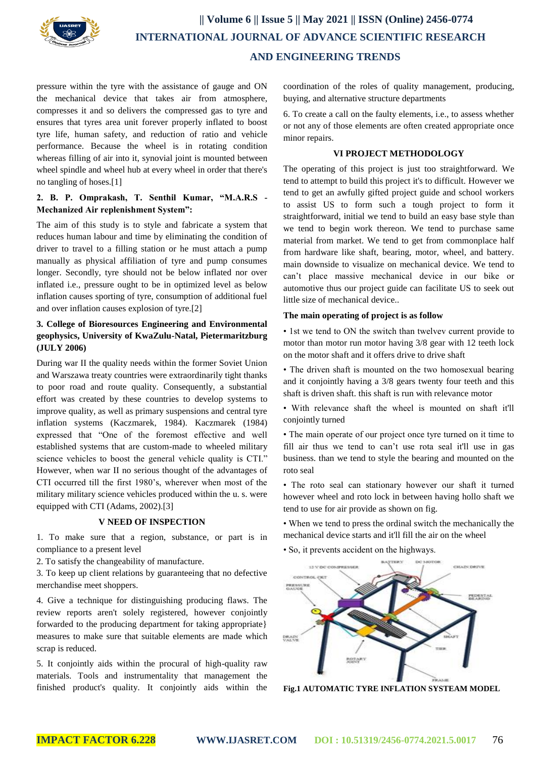pressure within the tyre with the assistance of gauge and ON the mechanical device that takes air from atmosphere, compresses it and so delivers the compressed gas to tyre and ensures that tyres area unit forever properly inflated to boost tyre life, human safety, and reduction of ratio and vehicle performance. Because the wheel is in rotating condition whereas filling of air into it, synovial joint is mounted between wheel spindle and wheel hub at every wheel in order that there's no tangling of hoses.[1]

**2. B. P. Omprakash, T. Senthil Kumar, "M.A.R.S - Mechanized Air replenishment System":**

The aim of this study is to style and fabricate a system that reduces human labour and time by eliminating the condition of driver to travel to a filling station or he must attach a pump manually as physical affiliation of tyre and pump consumes longer. Secondly, tyre should not be below inflated nor over inflated i.e., pressure ought to be in optimized level as below inflation causes sporting of tyre, consumption of additional fuel and over inflation causes explosion of tyre.[2]

**3. College of Bioresources Engineering and Environmental geophysics, University of KwaZulu-Natal, Pietermaritzburg (JULY 2006)**

During war II the quality needs within the former Soviet Union and Warszawa treaty countries were extraordinarily tight thanks to poor road and route quality. Consequently, a substantial effort was created by these countries to develop systems to improve quality, as well as primary suspensions and central tyre inflation systems (Kaczmarek, 1984). Kaczmarek (1984) expressed that "One of the foremost effective and well established systems that are custom-made to wheeled military science vehicles to boost the general vehicle quality is CTI." However, when war II no serious thought of the advantages of CTI occurred till the first 1980's, wherever when most of the military military science vehicles produced within the u. s. were equipped with CTI (Adams, 2002).[3]

## V NEED OF INSPECTION

1. To make sure that a region, substance, or part is in compliance to a present level

2. To satisfy the changeability of manufacture.

3. To keep up client relations by guaranteeing that no defective merchandise meet shoppers.

4. Give a technique for distinguishing producing flaws. The review reports aren't solely registered, however conjointly forwarded to the producing department for taking appropriate} measures to make sure that suitable elements are made which scrap is reduced.

5. It conjointly aids within the procural of high-quality raw materials. Tools and instrumentality that management the finished product's quality. It conjointly aids within the coordination of the roles of quality management, producing, buying, and alternative structure departments

6. To create a call on the faulty elements, i.e., to assess whether or not any of those elements are often created appropriate once minor repairs.

## VI PROJECT METHODOLOGY

The operating of this project is just too straightforward. We tend to attempt to build this project it's to difficult. However we tend to get an awfully gifted project guide and school workers to assist US to form such a tough project to form it straightforward, initial we tend to build an easy base style than we tend to begin work thereon. We tend to purchase same material from market. We tend to get from commonplace half from hardware like shaft, bearing, motor, wheel, and battery. main downside to visualize on mechanical device. We tend to can't place massive mechanical device in our bike or automotive thus our project guide can facilitate US to seek out little size of mechanical device..

**The main operating of project is as follow**

- 1st we tend to ON the switch than twelvev current provide to motor than motor run motor having 3/8 gear with 12 teeth lock on the motor shaft and it offers drive to drive shaft
- The driven shaft is mounted on the two homosexual bearing and it conjointly having a 3/8 gears twenty four teeth and this shaft is driven shaft. this shaft is run with relevance motor
- With relevance shaft the wheel is mounted on shaft it'll conjointly turned
- The main operate of our project once tyre turned on it time to fill air thus we tend to can't use rota seal it'll use in gas business. than we tend to style the bearing and mounted on the roto seal
- The roto seal can stationary however our shaft it turned however wheel and roto lock in between having hollo shaft we tend to use for air provide as shown on fig.
- When we tend to press the ordinal switch the mechanically the mechanical device starts and it'll fill the air on the wheel
- So, it prevents accident on the highways.

**Fig.1 AUTOMATIC TYRE INFLATION SYSTEAM MODEL**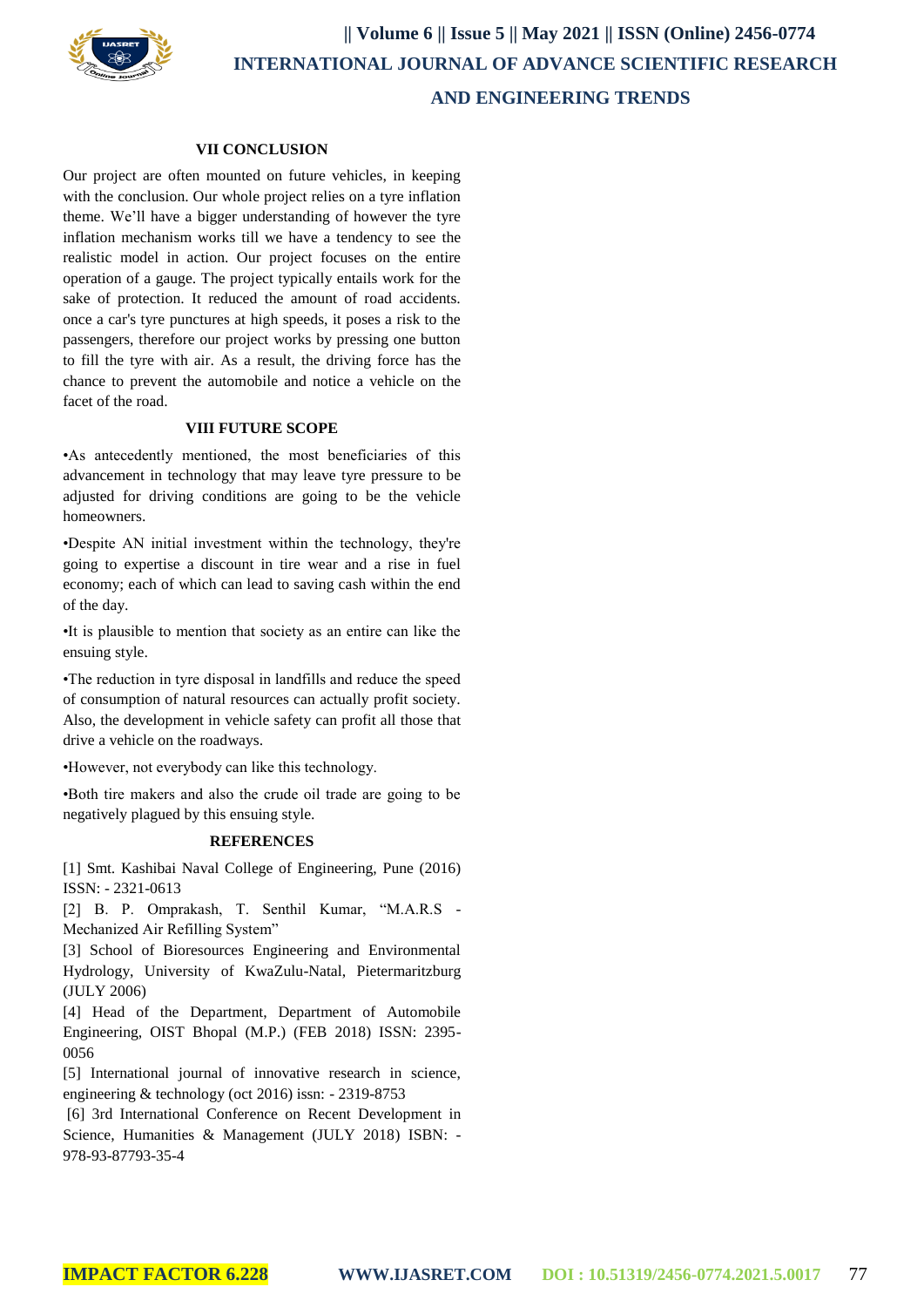## VII CONCLUSION

Our project are often mounted on future vehicles, in keeping with the conclusion. Our whole project relies on a tyre inflation theme. We'll have a bigger understanding of however the tyre inflation mechanism works till we have a tendency to see the realistic model in action. Our project focuses on the entire operation of a gauge. The project typically entails work for the sake of protection. It reduced the amount of road accidents. once a car's tyre punctures at high speeds, it poses a risk to the passengers, therefore our project works by pressing one button to fill the tyre with air. As a result, the driving force has the chance to prevent the automobile and notice a vehicle on the facet of the road.

## VIII FUTURE SCOPE

•As antecedently mentioned, the most beneficiaries of this advancement in technology that may leave tyre pressure to be adjusted for driving conditions are going to be the vehicle homeowners.

•Despite AN initial investment within the technology, they're going to expertise a discount in tire wear and a rise in fuel economy; each of which can lead to saving cash within the end of the day.

•It is plausible to mention that society as an entire can like the ensuing style.

•The reduction in tyre disposal in landfills and reduce the speed of consumption of natural resources can actually profit society. Also, the development in vehicle safety can profit all those that drive a vehicle on the roadways.

•However, not everybody can like this technology.

•Both tire makers and also the crude oil trade are going to be negatively plagued by this ensuing style.

## REFERENCES

[1] Smt. Kashibai Naval College of Engineering, Pune (2016) ISSN: - 2321-0613

[2] B. P. Omprakash, T. Senthil Kumar, "M.A.R.S - Mechanized Air Refilling System"

[3] School of Bioresources Engineering and Environmental Hydrology, University of KwaZulu-Natal, Pietermaritzburg (JULY 2006)

[4] Head of the Department, Department of Automobile Engineering, OIST Bhopal (M.P.) (FEB 2018) ISSN: 2395-0056

[5] International journal of innovative research in science, engineering & technology (oct 2016) issn: - 2319-8753

[6] 3rd International Conference on Recent Development in Science, Humanities & Management (JULY 2018) ISBN: - 978-93-87793-35-4